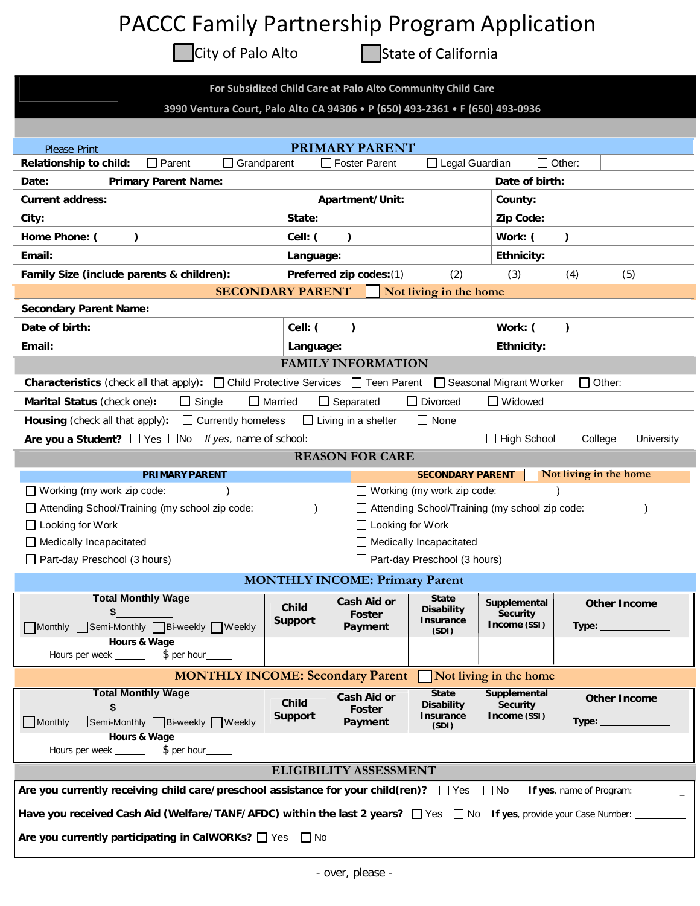# PACCC Family Partnership Program Application

☐ City of Palo Alto ☐ State of California

**For Subsidized Child Care at Palo Alto Community Child Care**

**3990 Ventura Court, Palo Alto CA 94306 • P (650) 493-2361 • F (650) 493-0936**

## PRIMARY PARENT

Please Print

**Relationship to child:** ☐ Parent ☐ Grandparent ☐ Foster Parent ☐ Legal Guardian ☐ Other:

| | | |
|---|---|---|
| **Date:** **Primary Parent Name:** | | **Date of birth:** |
| **Current address:** | **Apartment/Unit:** | **County:** |
| **City:** | **State:** | **Zip Code:** |
| **Home Phone: (     )** | **Cell: (     )** | **Work: (     )** |
| **Email:** | **Language:** | **Ethnicity:** |
| **Family Size (include parents & children):** | **Preferred zip codes:**(1)   (2)   (3)   (4)   (5) | |

## SECONDARY PARENT ☐ Not living in the home

| | | |
|---|---|---|
| **Secondary Parent Name:** | | |
| **Date of birth:** | **Cell: (     )** | **Work: (     )** |
| **Email:** | **Language:** | **Ethnicity:** |

## FAMILY INFORMATION

**Characteristics** (check all that apply): ☐ Child Protective Services ☐ Teen Parent ☐ Seasonal Migrant Worker ☐ Other:

**Marital Status** (check one): ☐ Single ☐ Married ☐ Separated ☐ Divorced ☐ Widowed

**Housing** (check all that apply): ☐ Currently homeless ☐ Living in a shelter ☐ None

**Are you a Student?** ☐ Yes ☐No *If yes*, name of school: ☐ High School ☐ College ☐University

## REASON FOR CARE

| **PRIMARY PARENT** | **SECONDARY PARENT** ☐ Not living in the home |
|---|---|
| ☐ Working (my work zip code: __________) | ☐ Working (my work zip code: __________) |
| ☐ Attending School/Training (my school zip code: __________) | ☐ Attending School/Training (my school zip code: __________) |
| ☐ Looking for Work | ☐ Looking for Work |
| ☐ Medically Incapacitated | ☐ Medically Incapacitated |
| ☐ Part-day Preschool (3 hours) | ☐ Part-day Preschool (3 hours) |

## MONTHLY INCOME: Primary Parent

| **Total Monthly Wage** $__________ ☐Monthly ☐Semi-Monthly ☐Bi-weekly ☐Weekly **Hours & Wage** Hours per week ______ $ per hour_____ | **Child Support** | **Cash Aid or Foster Payment** | **State Disability Insurance (SDI)** | **Supplemental Security Income (SSI)** | **Other Income** Type: __________ |
|---|---|---|---|---|---|
| | | | | | |

## MONTHLY INCOME: Secondary Parent ☐ Not living in the home

| **Total Monthly Wage** $__________ ☐Monthly ☐Semi-Monthly ☐Bi-weekly ☐Weekly **Hours & Wage** Hours per week ______ $ per hour_____ | **Child Support** | **Cash Aid or Foster Payment** | **State Disability Insurance (SDI)** | **Supplemental Security Income (SSI)** | **Other Income** Type: __________ |
|---|---|---|---|---|---|
| | | | | | |

## ELIGIBILITY ASSESSMENT

**Are you currently receiving child care/preschool assistance for your child(ren)?** ☐ Yes ☐ No **If yes**, name of Program: __________

**Have you received Cash Aid (Welfare/TANF/AFDC) within the last 2 years?** ☐ Yes ☐ No **If yes**, provide your Case Number: __________

**Are you currently participating in CalWORKs?** ☐ Yes ☐ No

- over, please -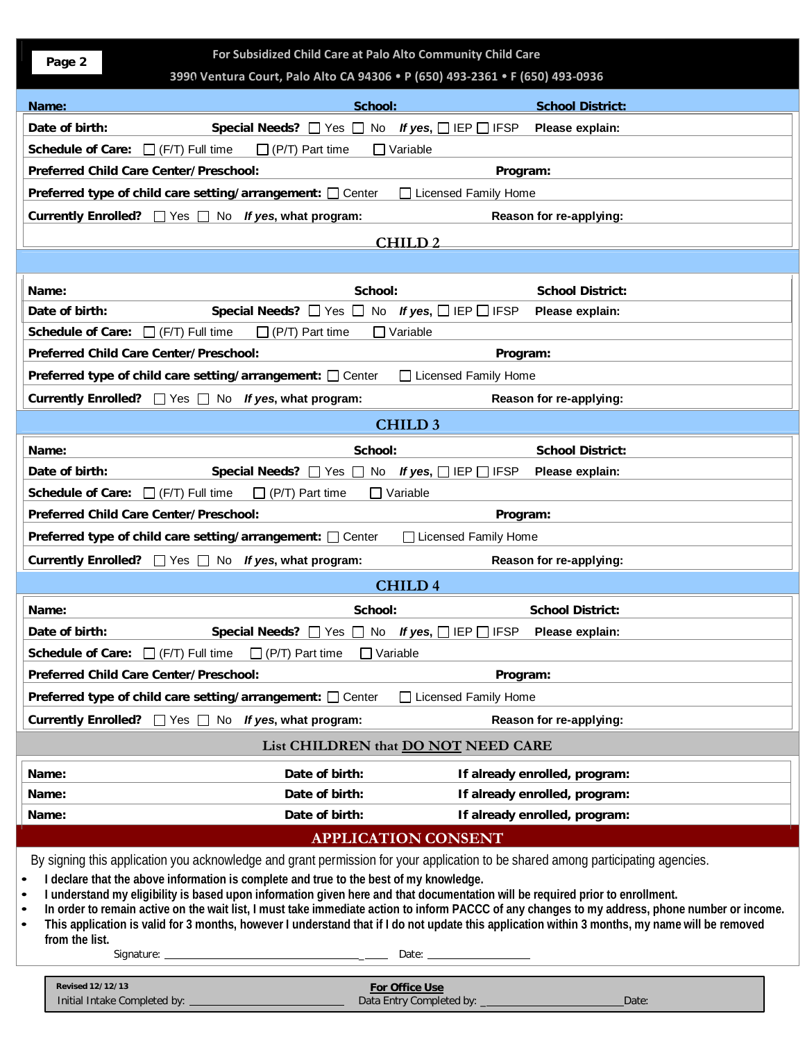**Page 2**

**For Subsidized Child Care at Palo Alto Community Child Care**

3990 Ventura Court, Palo Alto CA 94306 • P (650) 493-2361 • F (650) 493-0936

**Name:** **School:** **School District:**

**Date of birth:** **Special Needs?** ☐ Yes ☐ No ***If yes,*** ☐ IEP ☐ IFSP **Please explain:**

**Schedule of Care:** ☐ (F/T) Full time ☐ (P/T) Part time ☐ Variable

**Preferred Child Care Center/Preschool:** **Program:**

**Preferred type of child care setting/arrangement:** ☐ Center ☐ Licensed Family Home

**Currently Enrolled?** ☐ Yes ☐ No ***If yes*, what program:** **Reason for re-applying:**

## CHILD 2

**Name:** **School:** **School District:**

**Date of birth:** **Special Needs?** ☐ Yes ☐ No ***If yes,*** ☐ IEP ☐ IFSP **Please explain:**

**Schedule of Care:** ☐ (F/T) Full time ☐ (P/T) Part time ☐ Variable

**Preferred Child Care Center/Preschool:** **Program:**

**Preferred type of child care setting/arrangement:** ☐ Center ☐ Licensed Family Home

**Currently Enrolled?** ☐ Yes ☐ No ***If yes*, what program:** **Reason for re-applying:**

## CHILD 3

**Name:** **School:** **School District:**

**Date of birth:** **Special Needs?** ☐ Yes ☐ No ***If yes,*** ☐ IEP ☐ IFSP **Please explain:**

**Schedule of Care:** ☐ (F/T) Full time ☐ (P/T) Part time ☐ Variable

**Preferred Child Care Center/Preschool:** **Program:**

**Preferred type of child care setting/arrangement:** ☐ Center ☐ Licensed Family Home

**Currently Enrolled?** ☐ Yes ☐ No ***If yes*, what program:** **Reason for re-applying:**

## CHILD 4

**Name:** **School:** **School District:**

**Date of birth:** **Special Needs?** ☐ Yes ☐ No ***If yes,*** ☐ IEP ☐ IFSP **Please explain:**

**Schedule of Care:** ☐ (F/T) Full time ☐ (P/T) Part time ☐ Variable

**Preferred Child Care Center/Preschool:** **Program:**

**Preferred type of child care setting/arrangement:** ☐ Center ☐ Licensed Family Home

**Currently Enrolled?** ☐ Yes ☐ No ***If yes*, what program:** **Reason for re-applying:**

## List CHILDREN that DO NOT NEED CARE

| Name: | Date of birth: | If already enrolled, program: |
|---|---|---|
| Name: | Date of birth: | If already enrolled, program: |
| Name: | Date of birth: | If already enrolled, program: |

## APPLICATION CONSENT

By signing this application you acknowledge and grant permission for your application to be shared among participating agencies.

- **I declare that the above information is complete and true to the best of my knowledge.**
- **I understand my eligibility is based upon information given here and that documentation will be required prior to enrollment.**
- **In order to remain active on the wait list, I must take immediate action to inform PACCC of any changes to my address, phone number or income.**
- **This application is valid for 3 months, however I understand that if I do not update this application within 3 months, my name will be removed from the list.**

Signature: ______________________________ Date: ______________

**Revised 12/12/13**

**For Office Use**

Initial Intake Completed by: ______________________ Data Entry Completed by: ______________________ Date: